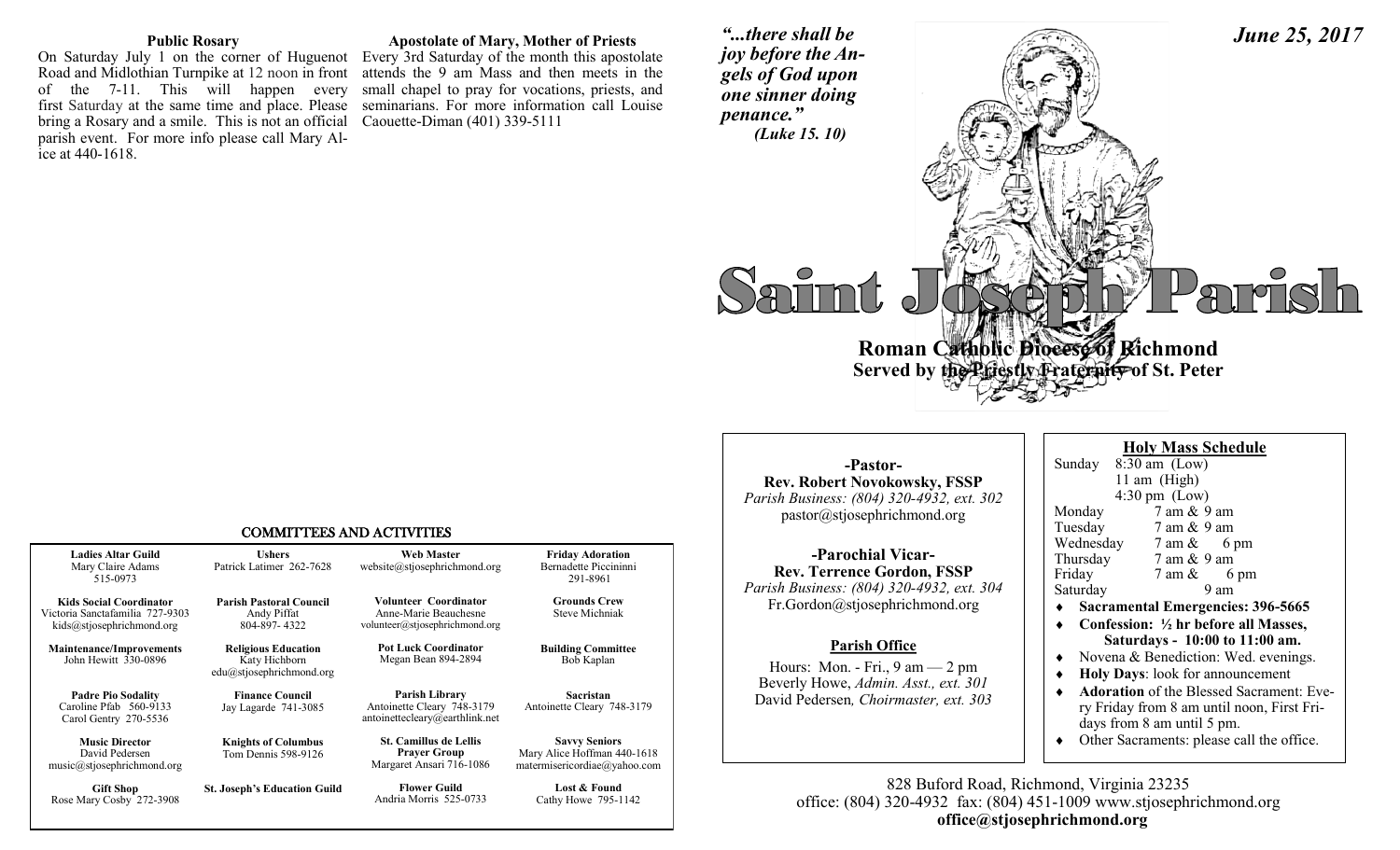### Public Rosary

On Saturday July 1 on the corner of Huguenot Road and Midlothian Turnpike at 12 noon in front of the 7-11. This will happen every first Saturday at the same time and place. Please bring a Rosary and a smile. This is not an official parish event. For more info please call Mary Alice at 440-1618.

### Apostolate of Mary, Mother of Priests

Every 3rd Saturday of the month this apostolate attends the 9 am Mass and then meets in the small chapel to pray for vocations, priests, and seminarians. For more information call Louise Caouette-Diman (401) 339-5111

## COMMITTEES AND ACTIVITIES

| | | | |
|---|---|---|---|
| **Ladies Altar Guild** Mary Claire Adams 515-0973 | **Ushers** Patrick Latimer 262-7628 | **Web Master** website@stjosephrichmond.org | **Friday Adoration** Bernadette Piccininni 291-8961 |
| **Kids Social Coordinator** Victoria Sanctafamilia 727-9303 kids@stjosephrichmond.org | **Parish Pastoral Council** Andy Piffat 804-897- 4322 | **Volunteer Coordinator** Anne-Marie Beauchesne volunteer@stjosephrichmond.org | **Grounds Crew** Steve Michniak |
| **Maintenance/Improvements** John Hewitt 330-0896 | **Religious Education** Katy Hichborn edu@stjosephrichmond.org | **Pot Luck Coordinator** Megan Bean 894-2894 | **Building Committee** Bob Kaplan |
| **Padre Pio Sodality** Caroline Pfab 560-9133 Carol Gentry 270-5536 | **Finance Council** Jay Lagarde 741-3085 | **Parish Library** Antoinette Cleary 748-3179 antoinettecleary@earthlink.net | **Sacristan** Antoinette Cleary 748-3179 |
| **Music Director** David Pedersen music@stjosephrichmond.org | **Knights of Columbus** Tom Dennis 598-9126 | **St. Camillus de Lellis Prayer Group** Margaret Ansari 716-1086 | **Savvy Seniors** Mary Alice Hoffman 440-1618 matermisericordiae@yahoo.com |
| **Gift Shop** Rose Mary Cosby 272-3908 | **St. Joseph's Education Guild** | **Flower Guild** Andria Morris 525-0733 | **Lost & Found** Cathy Howe 795-1142 |

*"...there shall be joy before the Angels of God upon one sinner doing penance."*
*(Luke 15. 10)*

***June 25, 2017***

# Saint Joseph Parish

**Roman Catholic Diocese of Richmond**
**Served by the Priestly Fraternity of St. Peter**

**-Pastor-**
**Rev. Robert Novokowsky, FSSP**
*Parish Business: (804) 320-4932, ext. 302*
pastor@stjosephrichmond.org

**-Parochial Vicar-**
**Rev. Terrence Gordon, FSSP**
*Parish Business: (804) 320-4932, ext. 304*
Fr.Gordon@stjosephrichmond.org

**Parish Office**

Hours: Mon. - Fri., 9 am — 2 pm
Beverly Howe, *Admin. Asst., ext. 301*
David Pedersen*, Choirmaster, ext. 303*

**Holy Mass Schedule**

Sunday 8:30 am (Low)
11 am (High)
4:30 pm (Low)
Monday 7 am & 9 am
Tuesday 7 am & 9 am
Wednesday 7 am & 6 pm
Thursday 7 am & 9 am
Friday 7 am & 6 pm
Saturday 9 am

- **Sacramental Emergencies: 396-5665**
- **Confession: ½ hr before all Masses, Saturdays - 10:00 to 11:00 am.**
- Novena & Benediction: Wed. evenings.
- **Holy Days**: look for announcement
- **Adoration** of the Blessed Sacrament: Every Friday from 8 am until noon, First Fridays from 8 am until 5 pm.
- Other Sacraments: please call the office.

828 Buford Road, Richmond, Virginia 23235
office: (804) 320-4932 fax: (804) 451-1009 www.stjosephrichmond.org
**office@stjosephrichmond.org**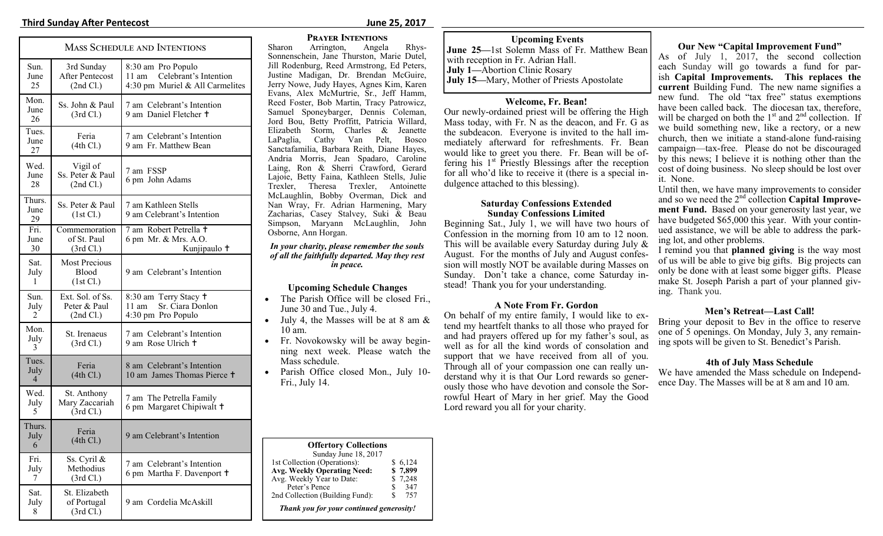**Third Sunday After Pentecost** **June 25, 2017**

## Mass Schedule and Intentions

| | | |
|---|---|---|
| Sun. June 25 | 3rd Sunday After Pentecost (2nd Cl.) | 8:30 am Pro Populo<br>11 am Celebrant's Intention<br>4:30 pm Muriel & All Carmelites |
| Mon. June 26 | Ss. John & Paul (3rd Cl.) | 7 am Celebrant's Intention<br>9 am Daniel Fletcher † |
| Tues. June 27 | Feria (4th Cl.) | 7 am Celebrant's Intention<br>9 am Fr. Matthew Bean |
| Wed. June 28 | Vigil of Ss. Peter & Paul (2nd Cl.) | 7 am FSSP<br>6 pm John Adams |
| Thurs. June 29 | Ss. Peter & Paul (1st Cl.) | 7 am Kathleen Stells<br>9 am Celebrant's Intention |
| Fri. June 30 | Commemoration of St. Paul (3rd Cl.) | 7 am Robert Petrella †<br>6 pm Mr. & Mrs. A.O. Kunjipaulo † |
| Sat. July 1 | Most Precious Blood (1st Cl.) | 9 am Celebrant's Intention |
| Sun. July 2 | Ext. Sol. of Ss. Peter & Paul (2nd Cl.) | 8:30 am Terry Stacy †<br>11 am Sr. Ciara Donlon<br>4:30 pm Pro Populo |
| Mon. July 3 | St. Irenaeus (3rd Cl.) | 7 am Celebrant's Intention<br>9 am Rose Ulrich † |
| Tues. July 4 | Feria (4th Cl.) | 8 am Celebrant's Intention<br>10 am James Thomas Pierce † |
| Wed. July 5 | St. Anthony Mary Zaccariah (3rd Cl.) | 7 am The Petrella Family<br>6 pm Margaret Chipiwalt † |
| Thurs. July 6 | Feria (4th Cl.) | 9 am Celebrant's Intention |
| Fri. July 7 | Ss. Cyril & Methodius (3rd Cl.) | 7 am Celebrant's Intention<br>6 pm Martha F. Davenport † |
| Sat. July 8 | St. Elizabeth of Portugal (3rd Cl.) | 9 am Cordelia McAskill |

## Prayer Intentions

Sharon Arrington, Angela Rhys-Sonnenschein, Jane Thurston, Marie Dutel, Jill Rodenburg, Reed Armstrong, Ed Peters, Justine Madigan, Dr. Brendan McGuire, Jerry Nowe, Judy Hayes, Agnes Kim, Karen Evans, Alex McMurtrie, Sr., Jeff Hamm, Reed Foster, Bob Martin, Tracy Patrowicz, Samuel Sponeybarger, Dennis Coleman, Jord Bou, Betty Proffitt, Patricia Willard, Elizabeth Storm, Charles & Jeanette LaPaglia, Cathy Van Pelt, Bosco Sanctafamilia, Barbara Reith, Diane Hayes, Andria Morris, Jean Spadaro, Caroline Laing, Ron & Sherri Crawford, Gerard Lajoie, Betty Faina, Kathleen Stells, Julie Trexler, Theresa Trexler, Antoinette McLaughlin, Bobby Overman, Dick and Nan Wray, Fr. Adrian Harmening, Mary Zacharias, Casey Stalvey, Suki & Beau Simpson, Maryann McLaughlin, John Osborne, Ann Horgan.

***In your charity, please remember the souls of all the faithfully departed. May they rest in peace.***

### Upcoming Schedule Changes

- The Parish Office will be closed Fri., June 30 and Tue., July 4.
- July 4, the Masses will be at 8 am & 10 am.
- Fr. Novokowsky will be away beginning next week. Please watch the Mass schedule.
- Parish Office closed Mon., July 10-Fri., July 14.

### Offertory Collections

Sunday June 18, 2017

| | |
|---|---|
| 1st Collection (Operations): | $ 6,124 |
| **Avg. Weekly Operating Need:** | **$ 7,899** |
| Avg. Weekly Year to Date: | $ 7,248 |
| Peter's Pence | $ 347 |
| 2nd Collection (Building Fund): | $ 757 |

***Thank you for your continued generosity!***

### Upcoming Events

**June 25**—1st Solemn Mass of Fr. Matthew Bean with reception in Fr. Adrian Hall.
**July 1**—Abortion Clinic Rosary
**July 15**—Mary, Mother of Priests Apostolate

### Welcome, Fr. Bean!

Our newly-ordained priest will be offering the High Mass today, with Fr. N as the deacon, and Fr. G as the subdeacon. Everyone is invited to the hall immediately afterward for refreshments. Fr. Bean would like to greet you there. Fr. Bean will be offering his 1st Priestly Blessings after the reception for all who'd like to receive it (there is a special indulgence attached to this blessing).

### Saturday Confessions Extended
### Sunday Confessions Limited

Beginning Sat., July 1, we will have two hours of Confession in the morning from 10 am to 12 noon. This will be available every Saturday during July & August. For the months of July and August confession will mostly NOT be available during Masses on Sunday. Don't take a chance, come Saturday instead! Thank you for your understanding.

### A Note From Fr. Gordon

On behalf of my entire family, I would like to extend my heartfelt thanks to all those who prayed for and had prayers offered up for my father's soul, as well as for all the kind words of consolation and support that we have received from all of you. Through all of your compassion one can really understand why it is that Our Lord rewards so generously those who have devotion and console the Sorrowful Heart of Mary in her grief. May the Good Lord reward you all for your charity.

### Our New "Capital Improvement Fund"

As of July 1, 2017, the second collection each Sunday will go towards a fund for parish **Capital Improvements. This replaces the current** Building Fund. The new name signifies a new fund. The old "tax free" status exemptions have been called back. The diocesan tax, therefore, will be charged on both the 1st and 2nd collection. If we build something new, like a rectory, or a new church, then we initiate a stand-alone fund-raising campaign—tax-free. Please do not be discouraged by this news; I believe it is nothing other than the cost of doing business. No sleep should be lost over it. None.

Until then, we have many improvements to consider and so we need the 2nd collection **Capital Improvement Fund.** Based on your generosity last year, we have budgeted $65,000 this year. With your continued assistance, we will be able to address the parking lot, and other problems.

I remind you that **planned giving** is the way most of us will be able to give big gifts. Big projects can only be done with at least some bigger gifts. Please make St. Joseph Parish a part of your planned giving. Thank you.

### Men's Retreat—Last Call!

Bring your deposit to Bev in the office to reserve one of 5 openings. On Monday, July 3, any remaining spots will be given to St. Benedict's Parish.

### 4th of July Mass Schedule

We have amended the Mass schedule on Independence Day. The Masses will be at 8 am and 10 am.